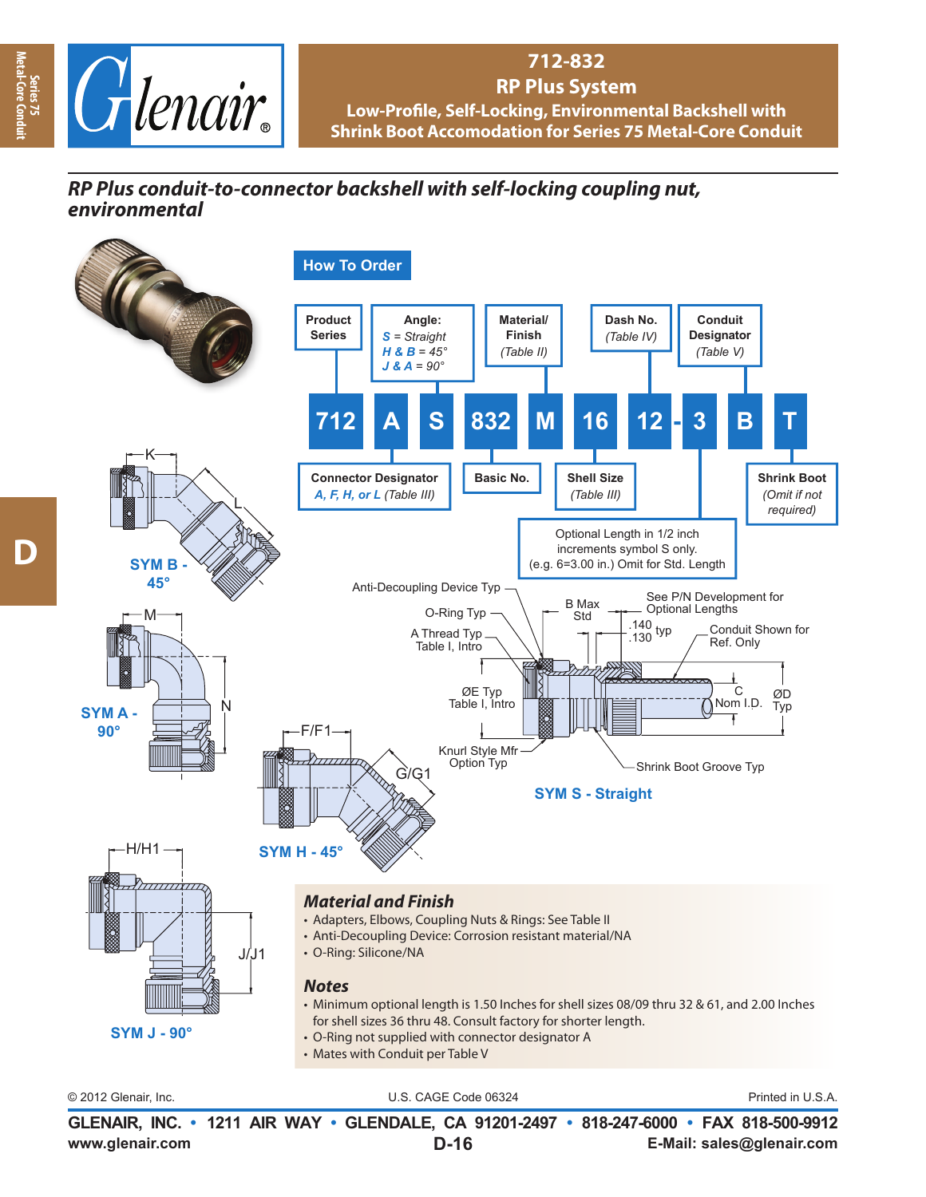# 712-832

## RP Plus System

### Low-Profile, Self-Locking, Environmental Backshell with Shrink Boot Accomodation for Series 75 Metal-Core Conduit

*RP Plus conduit-to-connector backshell with self-locking coupling nut, environmental*

## How To Order

| 712 | A | S | 832 | M | 16 | 12 - 3 | B | T |
|---|---|---|---|---|---|---|---|---|

- **Product Series**: 712
- **Connector Designator**: *A, F, H, or L* (Table III)
- **Angle**: *S* = Straight; *H & B* = 45°; *J & A* = 90°
- **Basic No.**: 832
- **Material/ Finish** (Table II)
- **Shell Size** (Table III)
- **Dash No.** (Table IV)
- **Optional Length** in 1/2 inch increments symbol S only. (e.g. 6=3.00 in.) Omit for Std. Length
- **Conduit Designator** (Table V)
- **Shrink Boot** (Omit if not required)

SYM B - 45°

SYM A - 90°

SYM H - 45°

SYM J - 90°

SYM S - Straight

Anti-Decoupling Device Typ; O-Ring Typ; A Thread Typ Table I, Intro; B Max Std; See P/N Development for Optional Lengths; .140 .130 typ; Conduit Shown for Ref. Only; ØE Typ Table I, Intro; C Nom I.D.; ØD Typ; Knurl Style Mfr Option Typ; Shrink Boot Groove Typ

### Material and Finish

- Adapters, Elbows, Coupling Nuts & Rings: See Table II
- Anti-Decoupling Device: Corrosion resistant material/NA
- O-Ring: Silicone/NA

### Notes

- Minimum optional length is 1.50 Inches for shell sizes 08/09 thru 32 & 61, and 2.00 Inches for shell sizes 36 thru 48. Consult factory for shorter length.
- O-Ring not supplied with connector designator A
- Mates with Conduit per Table V

© 2012 Glenair, Inc. U.S. CAGE Code 06324 Printed in U.S.A.

**GLENAIR, INC. • 1211 AIR WAY • GLENDALE, CA 91201-2497 • 818-247-6000 • FAX 818-500-9912**
www.glenair.com E-Mail: sales@glenair.com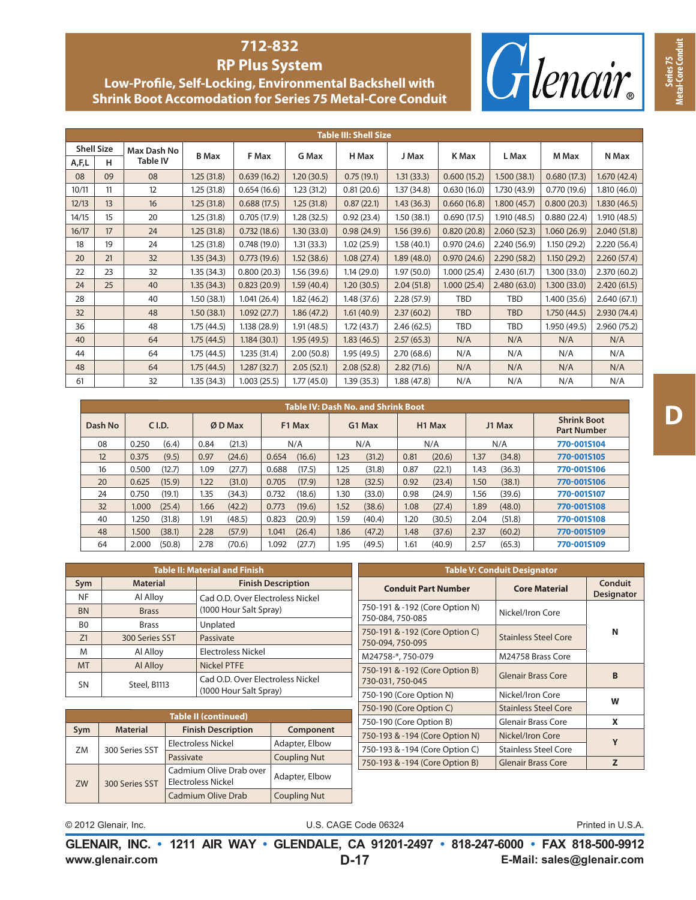# 712-832
## RP Plus System
### Low-Profile, Self-Locking, Environmental Backshell with Shrink Boot Accomodation for Series 75 Metal-Core Conduit

**Table III: Shell Size**

| Shell Size | | Max Dash No Table IV | B Max | F Max | G Max | H Max | J Max | K Max | L Max | M Max | N Max |
|---|---|---|---|---|---|---|---|---|---|---|---|
| A,F,L | H | | | | | | | | | | |
| 08 | 09 | 08 | 1.25 (31.8) | 0.639 (16.2) | 1.20 (30.5) | 0.75 (19.1) | 1.31 (33.3) | 0.600 (15.2) | 1.500 (38.1) | 0.680 (17.3) | 1.670 (42.4) |
| 10/11 | 11 | 12 | 1.25 (31.8) | 0.654 (16.6) | 1.23 (31.2) | 0.81 (20.6) | 1.37 (34.8) | 0.630 (16.0) | 1.730 (43.9) | 0.770 (19.6) | 1.810 (46.0) |
| 12/13 | 13 | 16 | 1.25 (31.8) | 0.688 (17.5) | 1.25 (31.8) | 0.87 (22.1) | 1.43 (36.3) | 0.660 (16.8) | 1.800 (45.7) | 0.800 (20.3) | 1.830 (46.5) |
| 14/15 | 15 | 20 | 1.25 (31.8) | 0.705 (17.9) | 1.28 (32.5) | 0.92 (23.4) | 1.50 (38.1) | 0.690 (17.5) | 1.910 (48.5) | 0.880 (22.4) | 1.910 (48.5) |
| 16/17 | 17 | 24 | 1.25 (31.8) | 0.732 (18.6) | 1.30 (33.0) | 0.98 (24.9) | 1.56 (39.6) | 0.820 (20.8) | 2.060 (52.3) | 1.060 (26.9) | 2.040 (51.8) |
| 18 | 19 | 24 | 1.25 (31.8) | 0.748 (19.0) | 1.31 (33.3) | 1.02 (25.9) | 1.58 (40.1) | 0.970 (24.6) | 2.240 (56.9) | 1.150 (29.2) | 2.220 (56.4) |
| 20 | 21 | 32 | 1.35 (34.3) | 0.773 (19.6) | 1.52 (38.6) | 1.08 (27.4) | 1.89 (48.0) | 0.970 (24.6) | 2.290 (58.2) | 1.150 (29.2) | 2.260 (57.4) |
| 22 | 23 | 32 | 1.35 (34.3) | 0.800 (20.3) | 1.56 (39.6) | 1.14 (29.0) | 1.97 (50.0) | 1.000 (25.4) | 2.430 (61.7) | 1.300 (33.0) | 2.370 (60.2) |
| 24 | 25 | 40 | 1.35 (34.3) | 0.823 (20.9) | 1.59 (40.4) | 1.20 (30.5) | 2.04 (51.8) | 1.000 (25.4) | 2.480 (63.0) | 1.300 (33.0) | 2.420 (61.5) |
| 28 | | 40 | 1.50 (38.1) | 1.041 (26.4) | 1.82 (46.2) | 1.48 (37.6) | 2.28 (57.9) | TBD | TBD | 1.400 (35.6) | 2.640 (67.1) |
| 32 | | 48 | 1.50 (38.1) | 1.092 (27.7) | 1.86 (47.2) | 1.61 (40.9) | 2.37 (60.2) | TBD | TBD | 1.750 (44.5) | 2.930 (74.4) |
| 36 | | 48 | 1.75 (44.5) | 1.138 (28.9) | 1.91 (48.5) | 1.72 (43.7) | 2.46 (62.5) | TBD | TBD | 1.950 (49.5) | 2.960 (75.2) |
| 40 | | 64 | 1.75 (44.5) | 1.184 (30.1) | 1.95 (49.5) | 1.83 (46.5) | 2.57 (65.3) | N/A | N/A | N/A | N/A |
| 44 | | 64 | 1.75 (44.5) | 1.235 (31.4) | 2.00 (50.8) | 1.95 (49.5) | 2.70 (68.6) | N/A | N/A | N/A | N/A |
| 48 | | 64 | 1.75 (44.5) | 1.287 (32.7) | 2.05 (52.1) | 2.08 (52.8) | 2.82 (71.6) | N/A | N/A | N/A | N/A |
| 61 | | 32 | 1.35 (34.3) | 1.003 (25.5) | 1.77 (45.0) | 1.39 (35.3) | 1.88 (47.8) | N/A | N/A | N/A | N/A |

**Table IV: Dash No. and Shrink Boot**

| Dash No | C I.D. | Ø D Max | F1 Max | G1 Max | H1 Max | J1 Max | Shrink Boot Part Number |
|---|---|---|---|---|---|---|---|
| 08 | 0.250 (6.4) | 0.84 (21.3) | N/A | N/A | N/A | N/A | 770-001S104 |
| 12 | 0.375 (9.5) | 0.97 (24.6) | 0.654 (16.6) | 1.23 (31.2) | 0.81 (20.6) | 1.37 (34.8) | 770-001S105 |
| 16 | 0.500 (12.7) | 1.09 (27.7) | 0.688 (17.5) | 1.25 (31.8) | 0.87 (22.1) | 1.43 (36.3) | 770-001S106 |
| 20 | 0.625 (15.9) | 1.22 (31.0) | 0.705 (17.9) | 1.28 (32.5) | 0.92 (23.4) | 1.50 (38.1) | 770-001S106 |
| 24 | 0.750 (19.1) | 1.35 (34.3) | 0.732 (18.6) | 1.30 (33.0) | 0.98 (24.9) | 1.56 (39.6) | 770-001S107 |
| 32 | 1.000 (25.4) | 1.66 (42.2) | 0.773 (19.6) | 1.52 (38.6) | 1.08 (27.4) | 1.89 (48.0) | 770-001S108 |
| 40 | 1.250 (31.8) | 1.91 (48.5) | 0.823 (20.9) | 1.59 (40.4) | 1.20 (30.5) | 2.04 (51.8) | 770-001S108 |
| 48 | 1.500 (38.1) | 2.28 (57.9) | 1.041 (26.4) | 1.86 (47.2) | 1.48 (37.6) | 2.37 (60.2) | 770-001S109 |
| 64 | 2.000 (50.8) | 2.78 (70.6) | 1.092 (27.7) | 1.95 (49.5) | 1.61 (40.9) | 2.57 (65.3) | 770-001S109 |

**Table II: Material and Finish**

| Sym | Material | Finish Description |
|---|---|---|
| NF | Al Alloy | Cad O.D. Over Electroless Nickel (1000 Hour Salt Spray) |
| BN | Brass | Cad O.D. Over Electroless Nickel (1000 Hour Salt Spray) |
| B0 | Brass | Unplated |
| Z1 | 300 Series SST | Passivate |
| M | Al Alloy | Electroless Nickel |
| MT | Al Alloy | Nickel PTFE |
| SN | Steel, B1113 | Cad O.D. Over Electroless Nickel (1000 Hour Salt Spray) |

**Table II (continued)**

| Sym | Material | Finish Description | Component |
|---|---|---|---|
| ZM | 300 Series SST | Electroless Nickel | Adapter, Elbow |
| | | Passivate | Coupling Nut |
| ZW | 300 Series SST | Cadmium Olive Drab over Electroless Nickel | Adapter, Elbow |
| | | Cadmium Olive Drab | Coupling Nut |

**Table V: Conduit Designator**

| Conduit Part Number | Core Material | Conduit Designator |
|---|---|---|
| 750-191 & -192 (Core Option N) 750-084, 750-085 | Nickel/Iron Core | N |
| 750-191 & -192 (Core Option C) 750-094, 750-095 | Stainless Steel Core | N |
| M24758-*, 750-079 | M24758 Brass Core | N |
| 750-191 & -192 (Core Option B) 730-031, 750-045 | Glenair Brass Core | B |
| 750-190 (Core Option N) | Nickel/Iron Core | W |
| 750-190 (Core Option C) | Stainless Steel Core | W |
| 750-190 (Core Option B) | Glenair Brass Core | X |
| 750-193 & -194 (Core Option N) | Nickel/Iron Core | Y |
| 750-193 & -194 (Core Option C) | Stainless Steel Core | Y |
| 750-193 & -194 (Core Option B) | Glenair Brass Core | Z |

© 2012 Glenair, Inc. U.S. CAGE Code 06324 Printed in U.S.A.

**GLENAIR, INC. • 1211 AIR WAY • GLENDALE, CA 91201-2497 • 818-247-6000 • FAX 818-500-9912**
**www.glenair.com** **E-Mail: sales@glenair.com**